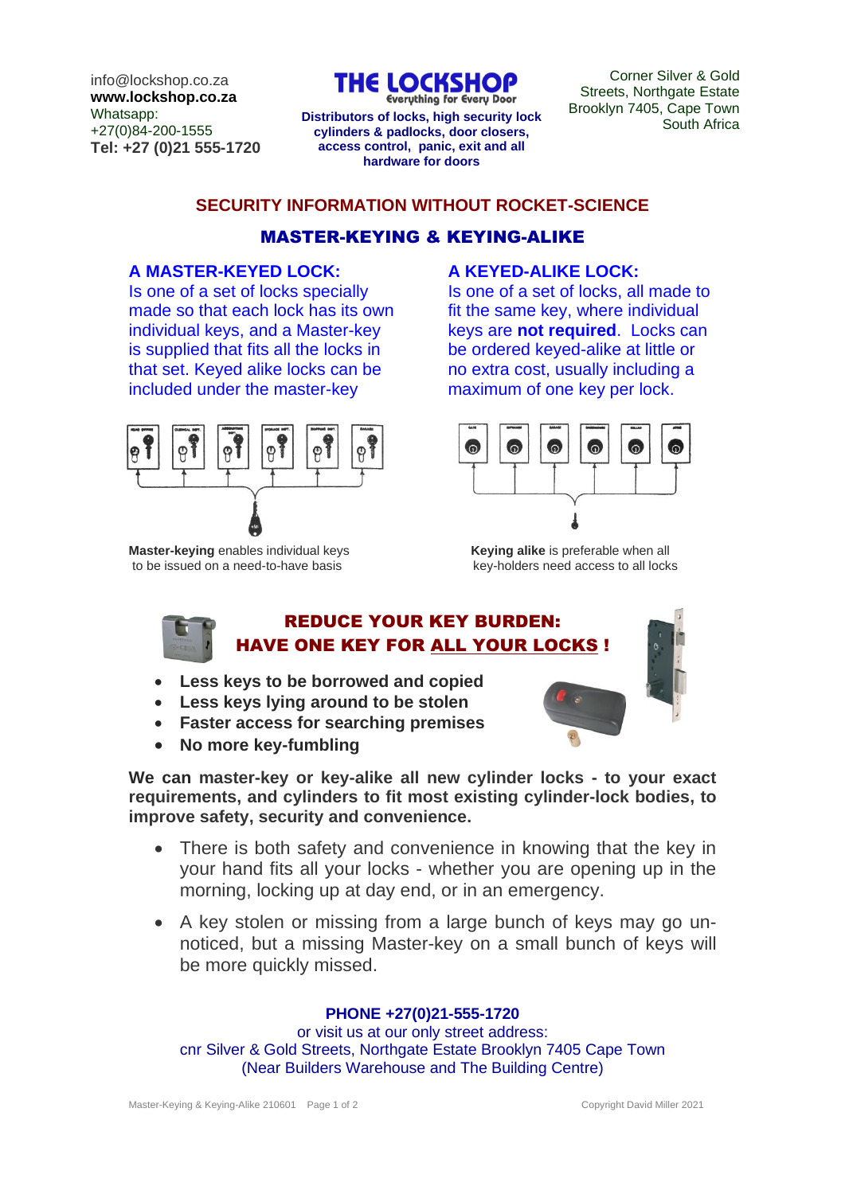info@lockshop.co.za
**www.lockshop.co.za**
Whatsapp:
+27(0)84-200-1555
**Tel: +27 (0)21 555-1720**

# THE LOCKSHOP

Everything for Every Door

**Distributors of locks, high security lock cylinders & padlocks, door closers, access control, panic, exit and all hardware for doors**

Corner Silver & Gold Streets, Northgate Estate
Brooklyn 7405, Cape Town
South Africa

## SECURITY INFORMATION WITHOUT ROCKET-SCIENCE

## MASTER-KEYING & KEYING-ALIKE

### A MASTER-KEYED LOCK:

Is one of a set of locks specially made so that each lock has its own individual keys, and a Master-key is supplied that fits all the locks in that set. Keyed alike locks can be included under the master-key

**Master-keying** enables individual keys to be issued on a need-to-have basis

### A KEYED-ALIKE LOCK:

Is one of a set of locks, all made to fit the same key, where individual keys are **not required**. Locks can be ordered keyed-alike at little or no extra cost, usually including a maximum of one key per lock.

**Keying alike** is preferable when all key-holders need access to all locks

## REDUCE YOUR KEY BURDEN: HAVE ONE KEY FOR ALL YOUR LOCKS !

- **Less keys to be borrowed and copied**
- **Less keys lying around to be stolen**
- **Faster access for searching premises**
- **No more key-fumbling**

**We can master-key or key-alike all new cylinder locks - to your exact requirements, and cylinders to fit most existing cylinder-lock bodies, to improve safety, security and convenience.**

- There is both safety and convenience in knowing that the key in your hand fits all your locks - whether you are opening up in the morning, locking up at day end, or in an emergency.
- A key stolen or missing from a large bunch of keys may go un-noticed, but a missing Master-key on a small bunch of keys will be more quickly missed.

**PHONE +27(0)21-555-1720**
or visit us at our only street address:
cnr Silver & Gold Streets, Northgate Estate Brooklyn 7405 Cape Town
(Near Builders Warehouse and The Building Centre)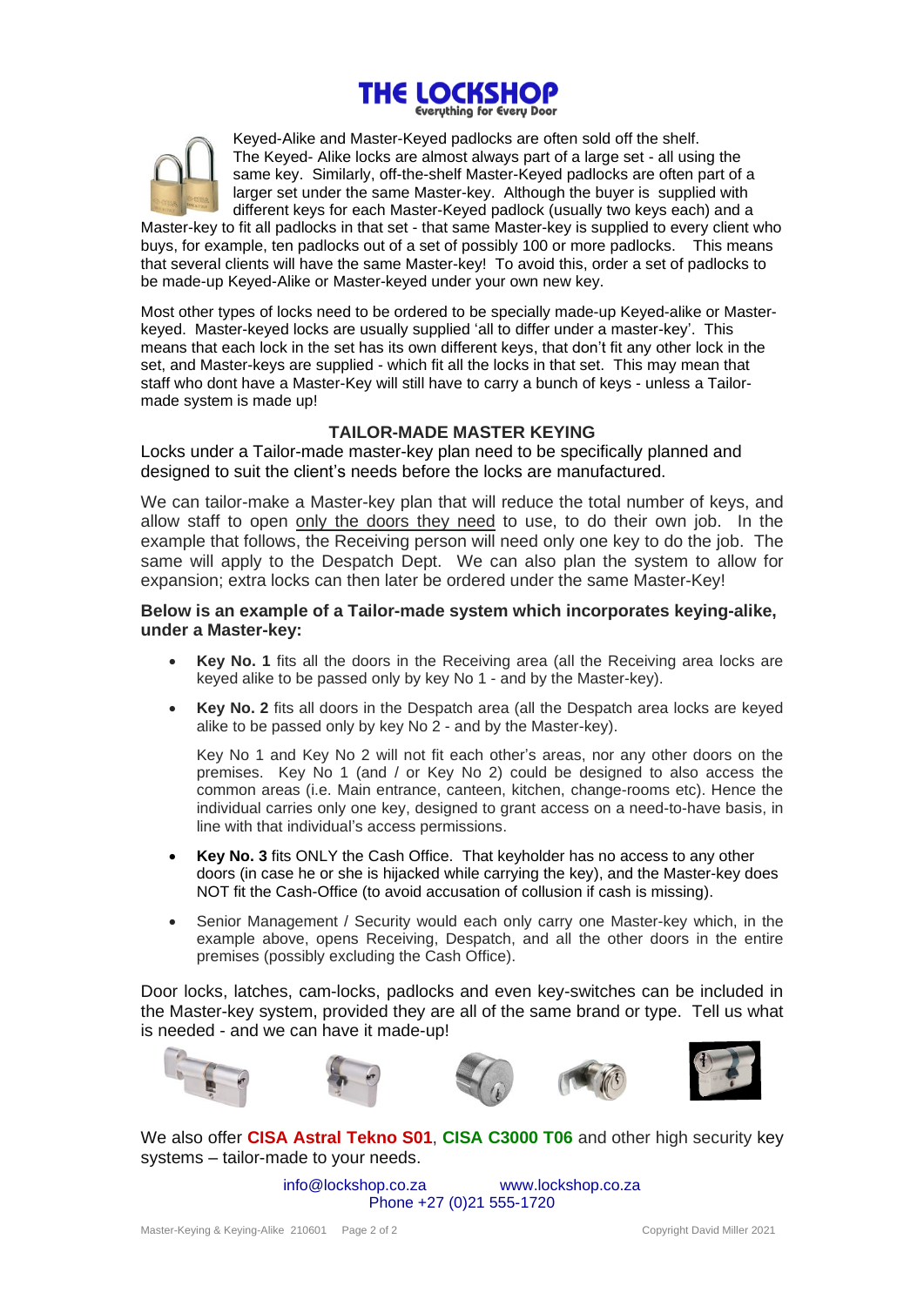# THE LOCKSHOP

Everything for Every Door

Keyed-Alike and Master-Keyed padlocks are often sold off the shelf. The Keyed- Alike locks are almost always part of a large set - all using the same key. Similarly, off-the-shelf Master-Keyed padlocks are often part of a larger set under the same Master-key. Although the buyer is supplied with different keys for each Master-Keyed padlock (usually two keys each) and a Master-key to fit all padlocks in that set - that same Master-key is supplied to every client who buys, for example, ten padlocks out of a set of possibly 100 or more padlocks. This means that several clients will have the same Master-key! To avoid this, order a set of padlocks to be made-up Keyed-Alike or Master-keyed under your own new key.

Most other types of locks need to be ordered to be specially made-up Keyed-alike or Master-keyed. Master-keyed locks are usually supplied 'all to differ under a master-key'. This means that each lock in the set has its own different keys, that don't fit any other lock in the set, and Master-keys are supplied - which fit all the locks in that set. This may mean that staff who dont have a Master-Key will still have to carry a bunch of keys - unless a Tailor-made system is made up!

## TAILOR-MADE MASTER KEYING

Locks under a Tailor-made master-key plan need to be specifically planned and designed to suit the client's needs before the locks are manufactured.

We can tailor-make a Master-key plan that will reduce the total number of keys, and allow staff to open only the doors they need to use, to do their own job. In the example that follows, the Receiving person will need only one key to do the job. The same will apply to the Despatch Dept. We can also plan the system to allow for expansion; extra locks can then later be ordered under the same Master-Key!

**Below is an example of a Tailor-made system which incorporates keying-alike, under a Master-key:**

- **Key No. 1** fits all the doors in the Receiving area (all the Receiving area locks are keyed alike to be passed only by key No 1 - and by the Master-key).
- **Key No. 2** fits all doors in the Despatch area (all the Despatch area locks are keyed alike to be passed only by key No 2 - and by the Master-key).

  Key No 1 and Key No 2 will not fit each other's areas, nor any other doors on the premises. Key No 1 (and / or Key No 2) could be designed to also access the common areas (i.e. Main entrance, canteen, kitchen, change-rooms etc). Hence the individual carries only one key, designed to grant access on a need-to-have basis, in line with that individual's access permissions.
- **Key No. 3** fits ONLY the Cash Office. That keyholder has no access to any other doors (in case he or she is hijacked while carrying the key), and the Master-key does NOT fit the Cash-Office (to avoid accusation of collusion if cash is missing).
- Senior Management / Security would each only carry one Master-key which, in the example above, opens Receiving, Despatch, and all the other doors in the entire premises (possibly excluding the Cash Office).

Door locks, latches, cam-locks, padlocks and even key-switches can be included in the Master-key system, provided they are all of the same brand or type. Tell us what is needed - and we can have it made-up!

We also offer **CISA Astral Tekno S01**, **CISA C3000 T06** and other high security key systems – tailor-made to your needs.

info@lockshop.co.za www.lockshop.co.za
Phone +27 (0)21 555-1720

Master-Keying & Keying-Alike 210601 Copyright David Miller 2021